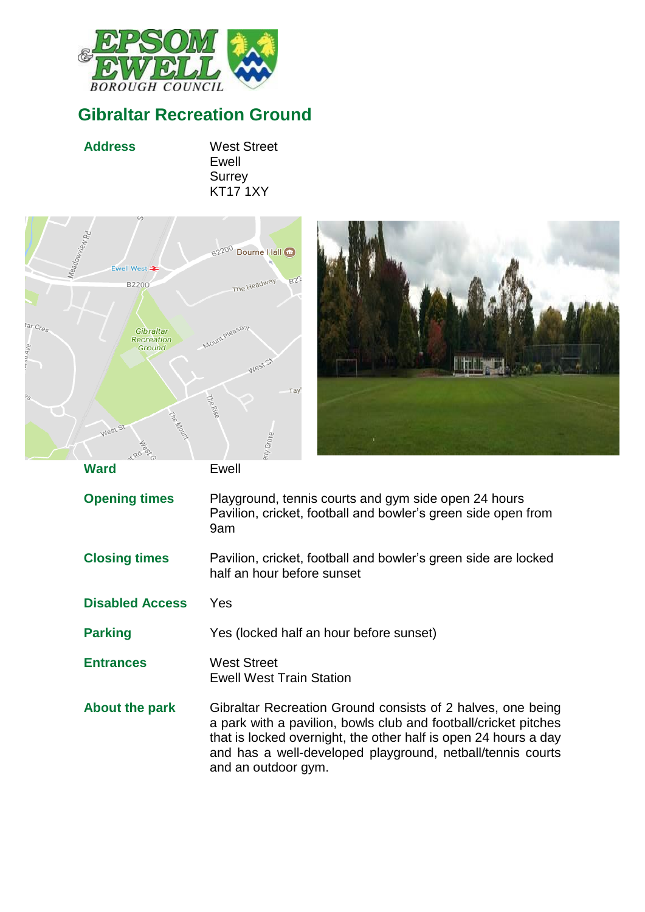EPSOM & EWELL BOROUGH COUNCIL

# Gibraltar Recreation Ground

| | |
|---|---|
| **Address** | West Street<br>Ewell<br>Surrey<br>KT17 1XY |
| **Ward** | Ewell |
| **Opening times** | Playground, tennis courts and gym side open 24 hours<br>Pavilion, cricket, football and bowler's green side open from 9am |
| **Closing times** | Pavilion, cricket, football and bowler's green side are locked half an hour before sunset |
| **Disabled Access** | Yes |
| **Parking** | Yes (locked half an hour before sunset) |
| **Entrances** | West Street<br>Ewell West Train Station |
| **About the park** | Gibraltar Recreation Ground consists of 2 halves, one being a park with a pavilion, bowls club and football/cricket pitches that is locked overnight, the other half is open 24 hours a day and has a well-developed playground, netball/tennis courts and an outdoor gym. |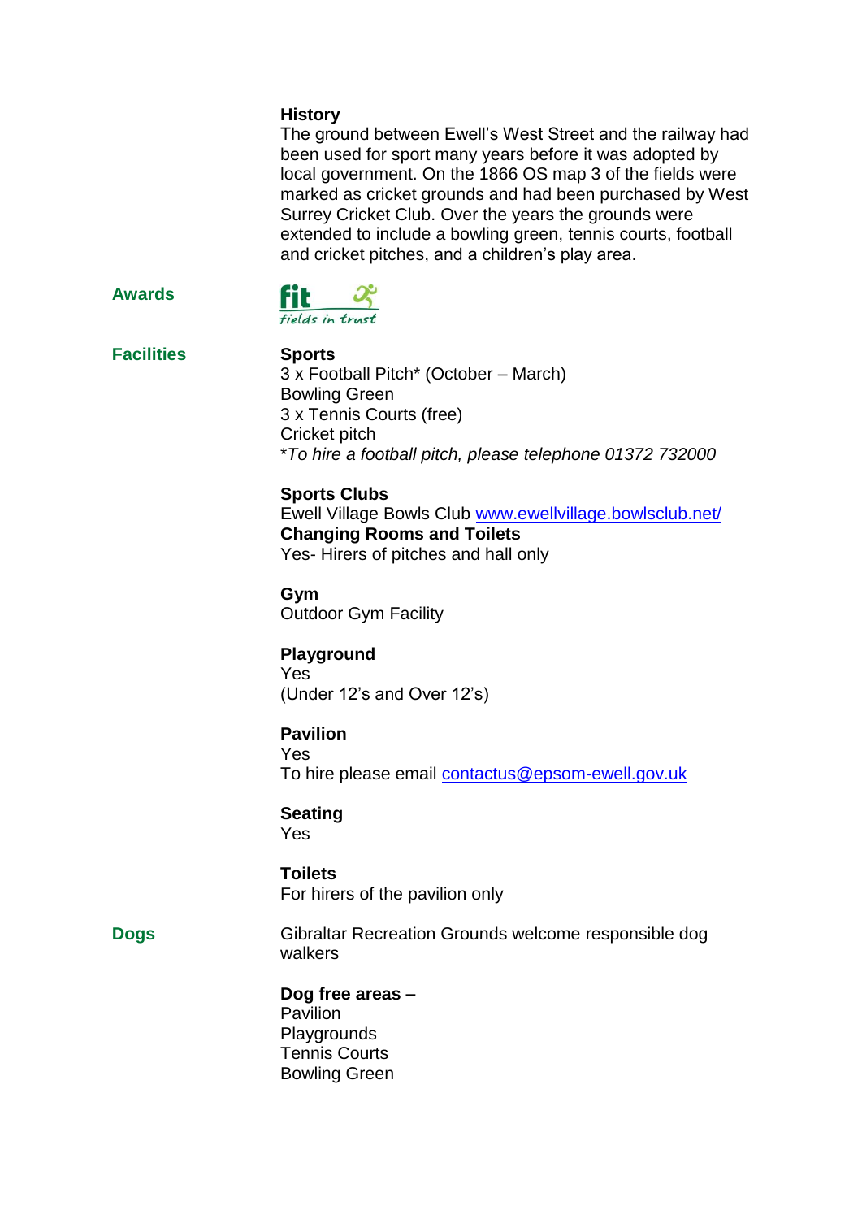**History**

The ground between Ewell's West Street and the railway had been used for sport many years before it was adopted by local government. On the 1866 OS map 3 of the fields were marked as cricket grounds and had been purchased by West Surrey Cricket Club. Over the years the grounds were extended to include a bowling green, tennis courts, football and cricket pitches, and a children's play area.

**Awards**

fit fields in trust

**Facilities**

**Sports**
3 x Football Pitch* (October – March)
Bowling Green
3 x Tennis Courts (free)
Cricket pitch
**To hire a football pitch, please telephone 01372 732000*

**Sports Clubs**
Ewell Village Bowls Club www.ewellvillage.bowlsclub.net/

**Changing Rooms and Toilets**
Yes- Hirers of pitches and hall only

**Gym**
Outdoor Gym Facility

**Playground**
Yes
(Under 12's and Over 12's)

**Pavilion**
Yes
To hire please email contactus@epsom-ewell.gov.uk

**Seating**
Yes

**Toilets**
For hirers of the pavilion only

**Dogs**

Gibraltar Recreation Grounds welcome responsible dog walkers

**Dog free areas –**
Pavilion
Playgrounds
Tennis Courts
Bowling Green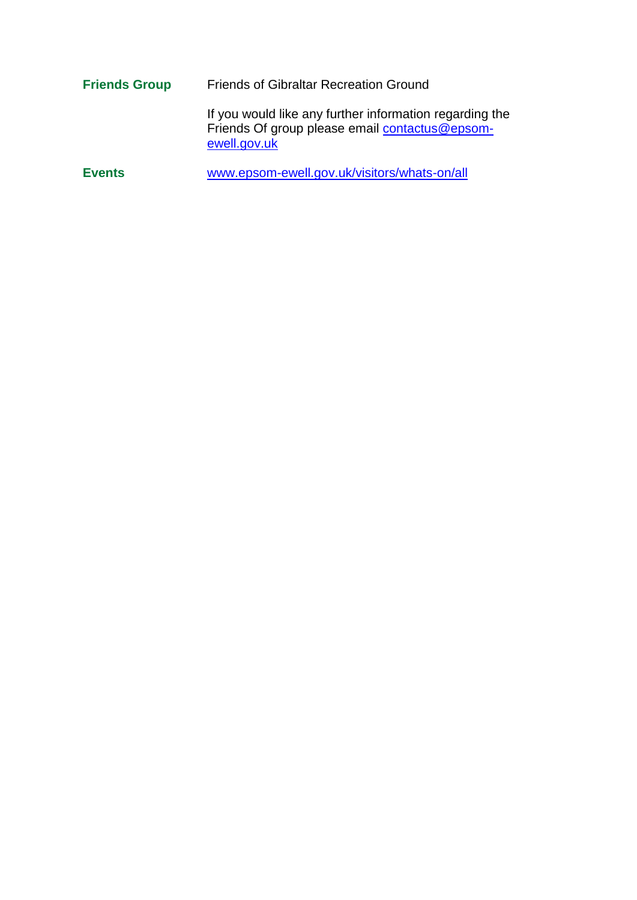| | |
|---|---|
| **Friends Group** | Friends of Gibraltar Recreation Ground<br><br>If you would like any further information regarding the Friends Of group please email contactus@epsom-ewell.gov.uk |
| **Events** | www.epsom-ewell.gov.uk/visitors/whats-on/all |